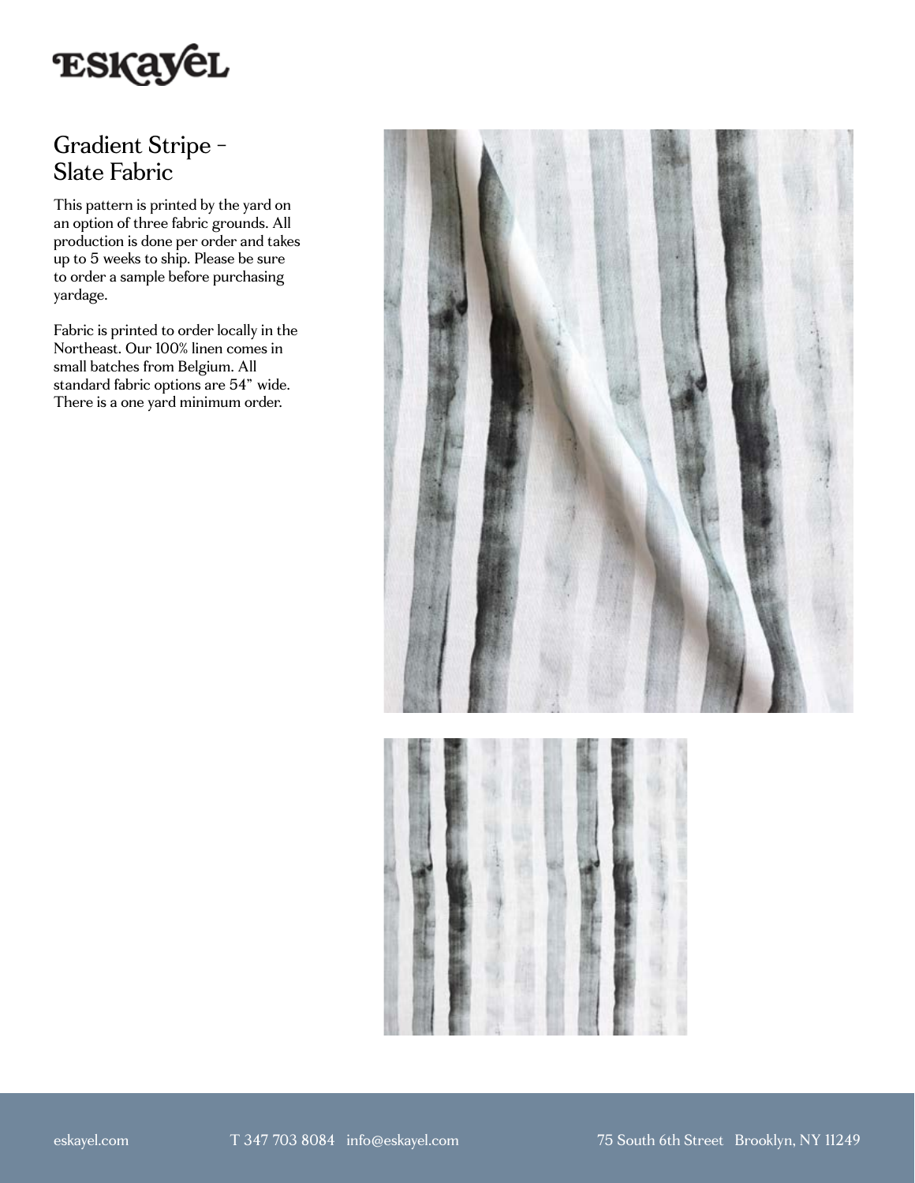# Gradient Stripe - Slate Fabric

This pattern is printed by the yard on an option of three fabric grounds. All production is done per order and takes up to 5 weeks to ship. Please be sure to order a sample before purchasing yardage.

Fabric is printed to order locally in the Northeast. Our 100% linen comes in small batches from Belgium. All standard fabric options are 54" wide. There is a one yard minimum order.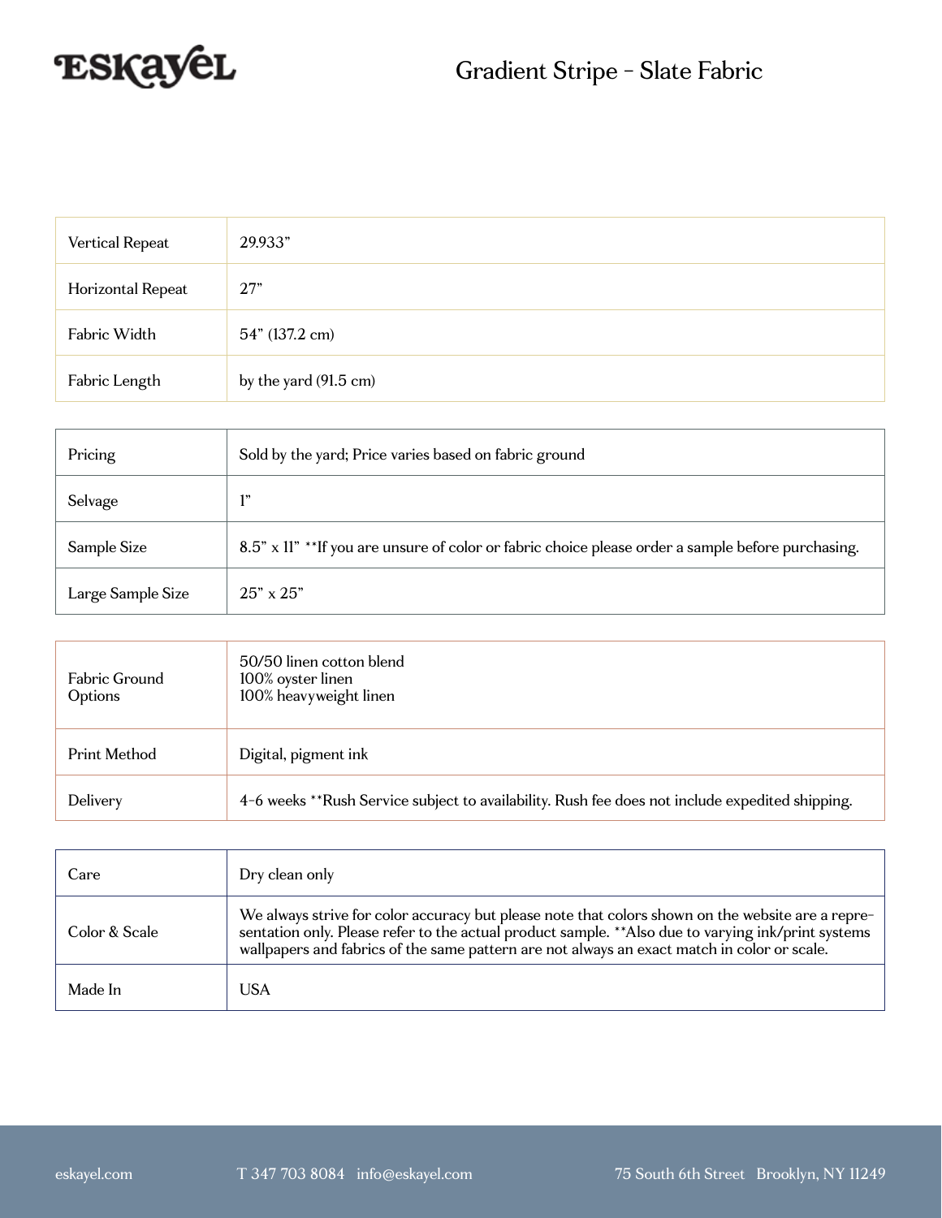# Gradient Stripe - Slate Fabric

| | |
|---|---|
| Vertical Repeat | 29.933" |
| Horizontal Repeat | 27" |
| Fabric Width | 54" (137.2 cm) |
| Fabric Length | by the yard (91.5 cm) |

| | |
|---|---|
| Pricing | Sold by the yard; Price varies based on fabric ground |
| Selvage | 1" |
| Sample Size | 8.5" x 11" **If you are unsure of color or fabric choice please order a sample before purchasing. |
| Large Sample Size | 25" x 25" |

| | |
|---|---|
| Fabric Ground Options | 50/50 linen cotton blend<br>100% oyster linen<br>100% heavyweight linen |
| Print Method | Digital, pigment ink |
| Delivery | 4-6 weeks **Rush Service subject to availability. Rush fee does not include expedited shipping. |

| | |
|---|---|
| Care | Dry clean only |
| Color & Scale | We always strive for color accuracy but please note that colors shown on the website are a representation only. Please refer to the actual product sample. **Also due to varying ink/print systems wallpapers and fabrics of the same pattern are not always an exact match in color or scale. |
| Made In | USA |

eskayel.com T 347 703 8084 info@eskayel.com 75 South 6th Street Brooklyn, NY 11249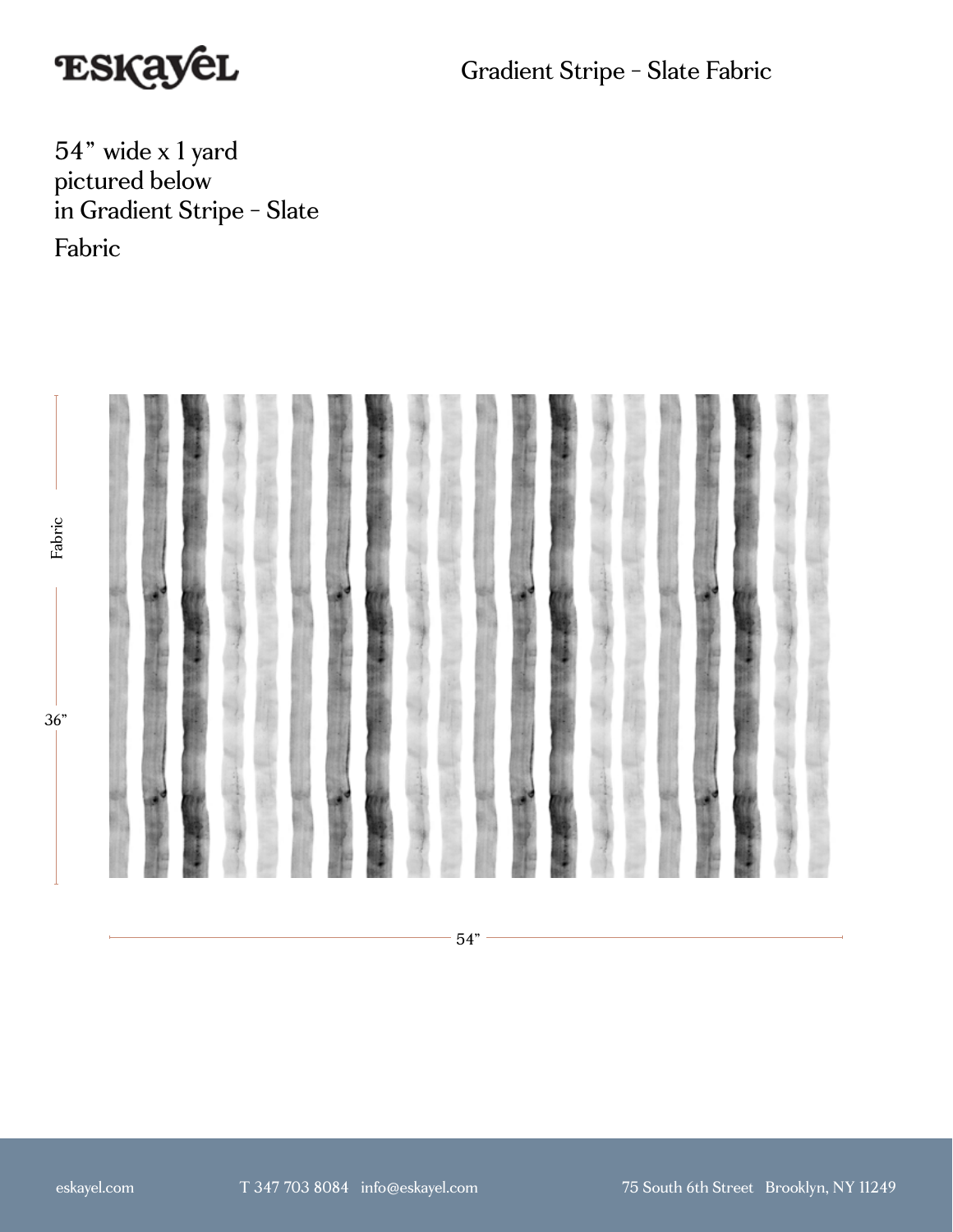Gradient Stripe - Slate Fabric

54" wide x 1 yard
pictured below
in Gradient Stripe - Slate
Fabric

Fabric

36"

54"

eskayel.com

T 347 703 8084 info@eskayel.com

75 South 6th Street Brooklyn, NY 11249